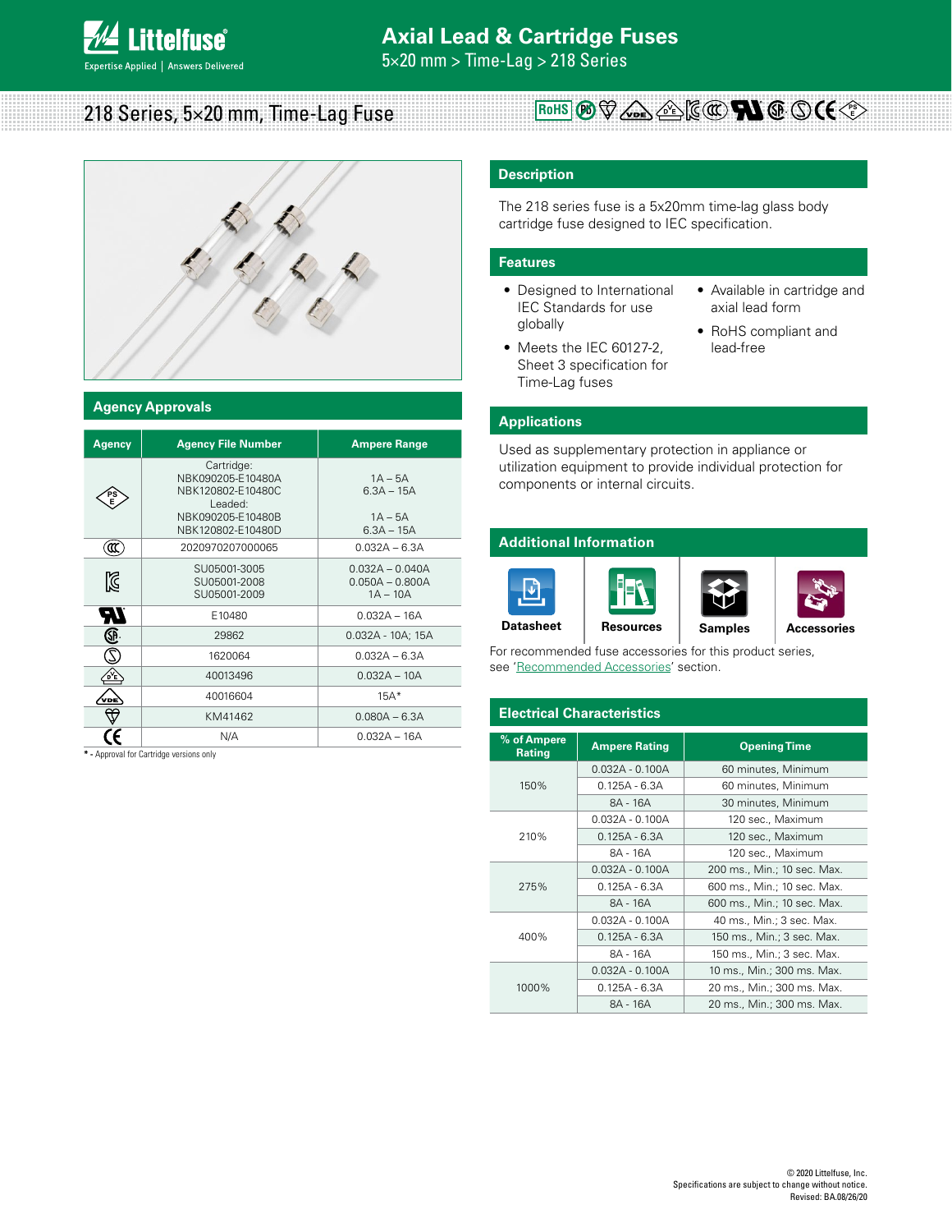# Axial Lead & Cartridge Fuses

5×20 mm > Time-Lag > 218 Series

## 218 Series, 5×20 mm, Time-Lag Fuse

## Description

The 218 series fuse is a 5x20mm time-lag glass body cartridge fuse designed to IEC specification.

## Features

- Designed to International IEC Standards for use globally
- Meets the IEC 60127-2, Sheet 3 specification for Time-Lag fuses
- Available in cartridge and axial lead form
- RoHS compliant and lead-free

## Applications

Used as supplementary protection in appliance or utilization equipment to provide individual protection for components or internal circuits.

## Agency Approvals

| Agency | Agency File Number | Ampere Range |
|---|---|---|
| PSE | Cartridge: NBK090205-E10480A NBK120802-E10480C Leaded: NBK090205-E10480B NBK120802-E10480D | 1A – 5A 6.3A – 15A 1A – 5A 6.3A – 15A |
| CCC | 2020970207000065 | 0.032A – 6.3A |
| KC | SU05001-3005 SU05001-2008 SU05001-2009 | 0.032A – 0.040A 0.050A – 0.800A 1A – 10A |
| UR | E10480 | 0.032A – 16A |
| CSA | 29862 | 0.032A - 10A; 15A |
| S | 1620064 | 0.032A – 6.3A |
| D/E | 40013496 | 0.032A – 10A |
| VDE | 40016604 | 15A* |
| BEAB | KM41462 | 0.080A – 6.3A |
| CE | N/A | 0.032A – 16A |

* - Approval for Cartridge versions only

## Additional Information

Datasheet | Resources | Samples | Accessories

For recommended fuse accessories for this product series, see 'Recommended Accessories' section.

## Electrical Characteristics

| % of Ampere Rating | Ampere Rating | Opening Time |
|---|---|---|
| 150% | 0.032A - 0.100A | 60 minutes, Minimum |
| | 0.125A - 6.3A | 60 minutes, Minimum |
| | 8A - 16A | 30 minutes, Minimum |
| 210% | 0.032A - 0.100A | 120 sec., Maximum |
| | 0.125A - 6.3A | 120 sec., Maximum |
| | 8A - 16A | 120 sec., Maximum |
| 275% | 0.032A - 0.100A | 200 ms., Min.; 10 sec. Max. |
| | 0.125A - 6.3A | 600 ms., Min.; 10 sec. Max. |
| | 8A - 16A | 600 ms., Min.; 10 sec. Max. |
| 400% | 0.032A - 0.100A | 40 ms., Min.; 3 sec. Max. |
| | 0.125A - 6.3A | 150 ms., Min.; 3 sec. Max. |
| | 8A - 16A | 150 ms., Min.; 3 sec. Max. |
| 1000% | 0.032A - 0.100A | 10 ms., Min.; 300 ms. Max. |
| | 0.125A - 6.3A | 20 ms., Min.; 300 ms. Max. |
| | 8A - 16A | 20 ms., Min.; 300 ms. Max. |

© 2020 Littelfuse, Inc.
Specifications are subject to change without notice.
Revised: BA.08/26/20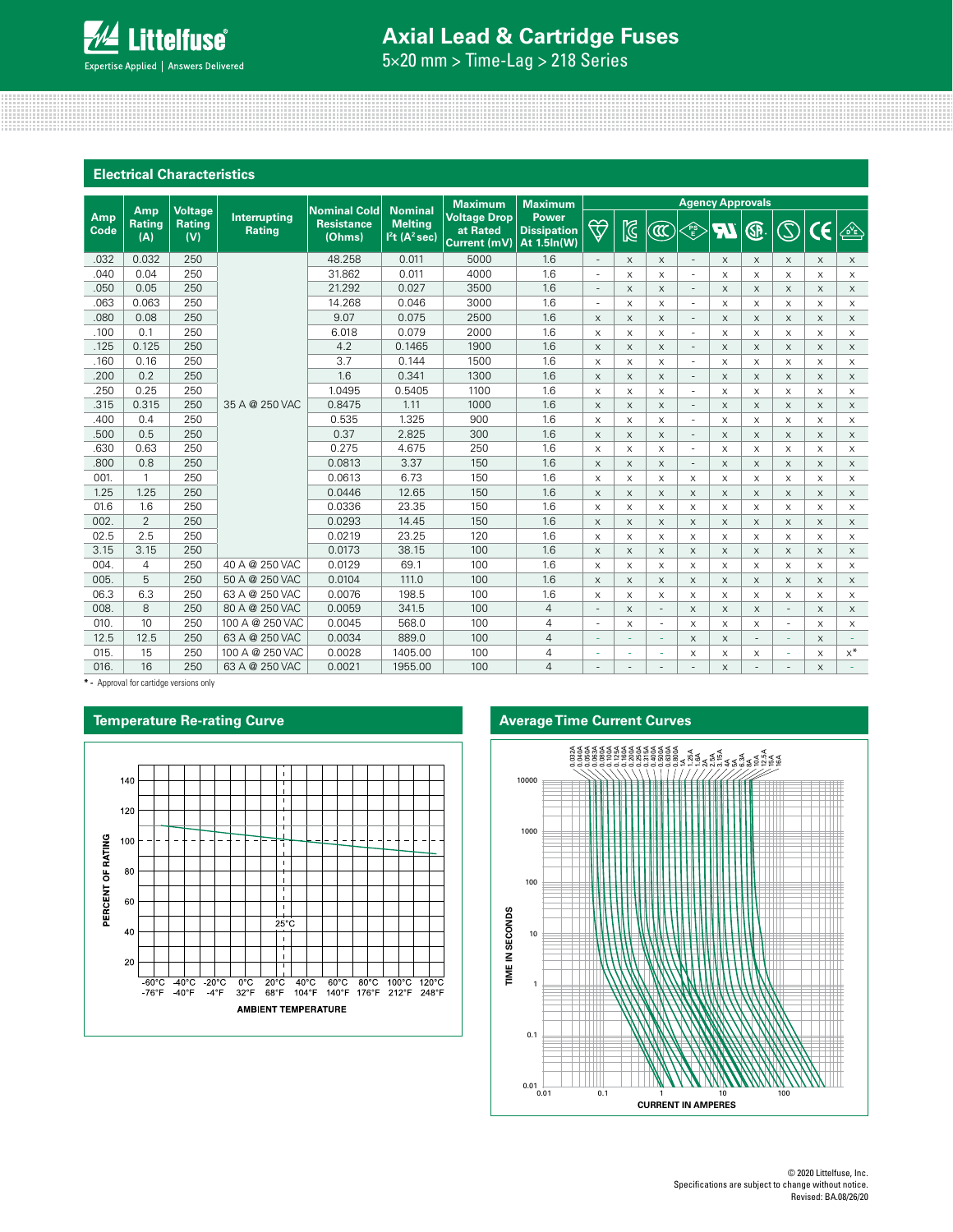## Electrical Characteristics

| Amp Code | Amp Rating (A) | Voltage Rating (V) | Interrupting Rating | Nominal Cold Resistance (Ohms) | Nominal Melting $I^2t$ ($A^2$ sec) | Maximum Voltage Drop at Rated Current (mV) | Maximum Power Dissipation At 1.5In(W) | Agency Approvals | | | | | | | | |
|---|---|---|---|---|---|---|---|---|---|---|---|---|---|---|---|---|
| | | | | | | | | VDE | KC | CCC | PSE | UR | CSA | S | CE | METI |
| .032 | 0.032 | 250 | 35 A @ 250 VAC | 48.258 | 0.011 | 5000 | 1.6 | - | x | x | - | x | x | x | x | x |
| .040 | 0.04 | 250 | 35 A @ 250 VAC | 31.862 | 0.011 | 4000 | 1.6 | - | x | x | - | x | x | x | x | x |
| .050 | 0.05 | 250 | 35 A @ 250 VAC | 21.292 | 0.027 | 3500 | 1.6 | - | x | x | - | x | x | x | x | x |
| .063 | 0.063 | 250 | 35 A @ 250 VAC | 14.268 | 0.046 | 3000 | 1.6 | - | x | x | - | x | x | x | x | x |
| .080 | 0.08 | 250 | 35 A @ 250 VAC | 9.07 | 0.075 | 2500 | 1.6 | x | x | x | - | x | x | x | x | x |
| .100 | 0.1 | 250 | 35 A @ 250 VAC | 6.018 | 0.079 | 2000 | 1.6 | x | x | x | - | x | x | x | x | x |
| .125 | 0.125 | 250 | 35 A @ 250 VAC | 4.2 | 0.1465 | 1900 | 1.6 | x | x | x | - | x | x | x | x | x |
| .160 | 0.16 | 250 | 35 A @ 250 VAC | 3.7 | 0.144 | 1500 | 1.6 | x | x | x | - | x | x | x | x | x |
| .200 | 0.2 | 250 | 35 A @ 250 VAC | 1.6 | 0.341 | 1300 | 1.6 | x | x | x | - | x | x | x | x | x |
| .250 | 0.25 | 250 | 35 A @ 250 VAC | 1.0495 | 0.5405 | 1100 | 1.6 | x | x | x | - | x | x | x | x | x |
| .315 | 0.315 | 250 | 35 A @ 250 VAC | 0.8475 | 1.11 | 1000 | 1.6 | x | x | x | - | x | x | x | x | x |
| .400 | 0.4 | 250 | 35 A @ 250 VAC | 0.535 | 1.325 | 900 | 1.6 | x | x | x | - | x | x | x | x | x |
| .500 | 0.5 | 250 | 35 A @ 250 VAC | 0.37 | 2.825 | 300 | 1.6 | x | x | x | - | x | x | x | x | x |
| .630 | 0.63 | 250 | 35 A @ 250 VAC | 0.275 | 4.675 | 250 | 1.6 | x | x | x | - | x | x | x | x | x |
| .800 | 0.8 | 250 | 35 A @ 250 VAC | 0.0813 | 3.37 | 150 | 1.6 | x | x | x | - | x | x | x | x | x |
| 001. | 1 | 250 | 35 A @ 250 VAC | 0.0613 | 6.73 | 150 | 1.6 | x | x | x | x | x | x | x | x | x |
| 1.25 | 1.25 | 250 | 35 A @ 250 VAC | 0.0446 | 12.65 | 150 | 1.6 | x | x | x | x | x | x | x | x | x |
| 01.6 | 1.6 | 250 | 35 A @ 250 VAC | 0.0336 | 23.35 | 150 | 1.6 | x | x | x | x | x | x | x | x | x |
| 002. | 2 | 250 | 35 A @ 250 VAC | 0.0293 | 14.45 | 150 | 1.6 | x | x | x | x | x | x | x | x | x |
| 02.5 | 2.5 | 250 | 35 A @ 250 VAC | 0.0219 | 23.25 | 120 | 1.6 | x | x | x | x | x | x | x | x | x |
| 3.15 | 3.15 | 250 | 35 A @ 250 VAC | 0.0173 | 38.15 | 100 | 1.6 | x | x | x | x | x | x | x | x | x |
| 004. | 4 | 250 | 40 A @ 250 VAC | 0.0129 | 69.1 | 100 | 1.6 | x | x | x | x | x | x | x | x | x |
| 005. | 5 | 250 | 50 A @ 250 VAC | 0.0104 | 111.0 | 100 | 1.6 | x | x | x | x | x | x | x | x | x |
| 06.3 | 6.3 | 250 | 63 A @ 250 VAC | 0.0076 | 198.5 | 100 | 1.6 | x | x | x | x | x | x | x | x | x |
| 008. | 8 | 250 | 80 A @ 250 VAC | 0.0059 | 341.5 | 100 | 4 | - | x | - | x | x | x | - | x | x |
| 010. | 10 | 250 | 100 A @ 250 VAC | 0.0045 | 568.0 | 100 | 4 | - | x | - | x | x | x | - | x | x |
| 12.5 | 12.5 | 250 | 63 A @ 250 VAC | 0.0034 | 889.0 | 100 | 4 | - | - | - | x | x | - | - | x | - |
| 015. | 15 | 250 | 100 A @ 250 VAC | 0.0028 | 1405.00 | 100 | 4 | - | - | - | x | x | x | - | x | x* |
| 016. | 16 | 250 | 63 A @ 250 VAC | 0.0021 | 1955.00 | 100 | 4 | - | - | - | - | x | - | - | x | - |

**\*** - Approval for cartidge versions only

## Temperature Re-rating Curve

## Average Time Current Curves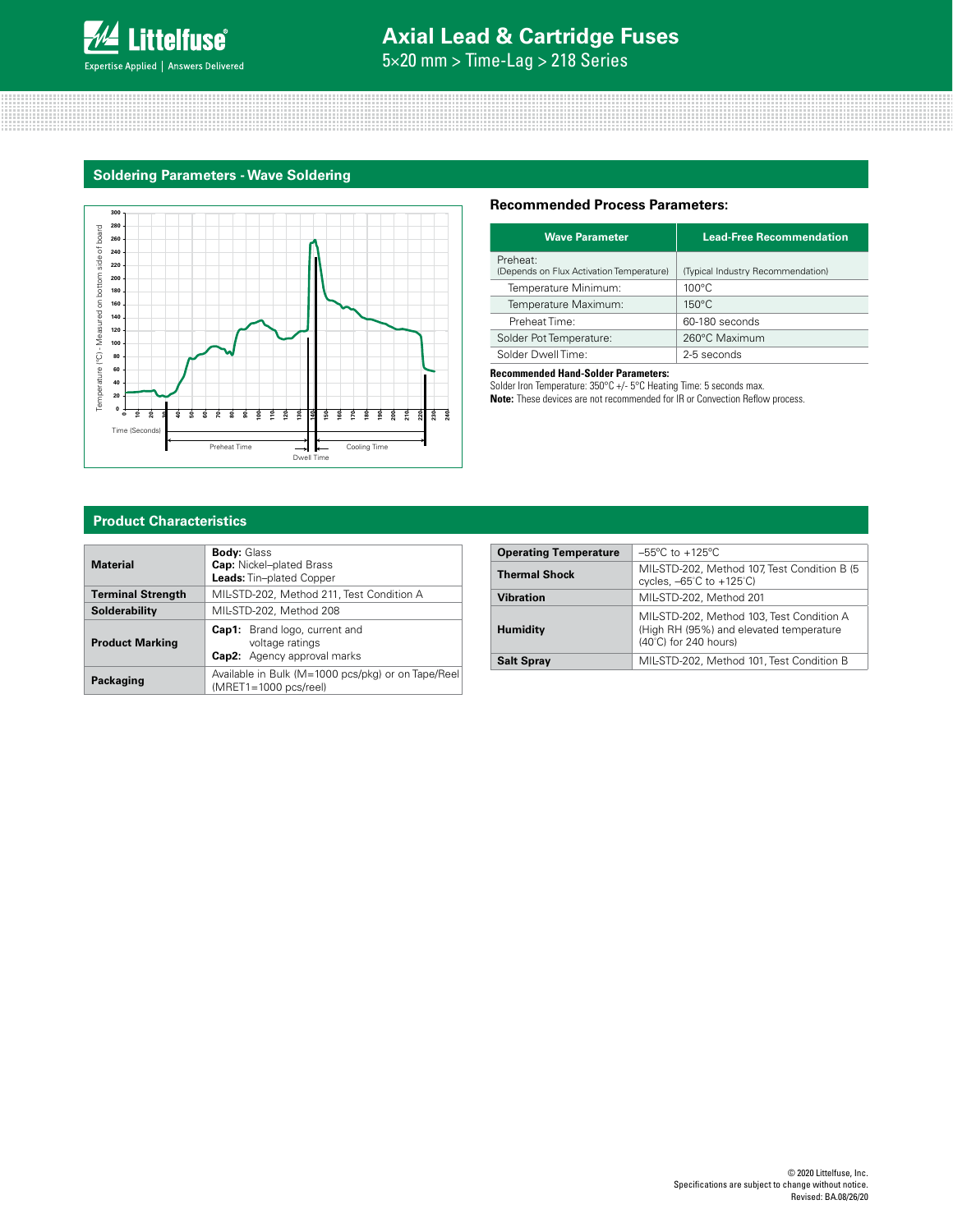## Soldering Parameters - Wave Soldering

### Recommended Process Parameters:

| Wave Parameter | Lead-Free Recommendation |
|---|---|
| Preheat:<br>(Depends on Flux Activation Temperature) | (Typical Industry Recommendation) |
| Temperature Minimum: | 100°C |
| Temperature Maximum: | 150°C |
| Preheat Time: | 60-180 seconds |
| Solder Pot Temperature: | 260°C Maximum |
| Solder Dwell Time: | 2-5 seconds |

**Recommended Hand-Solder Parameters:**
Solder Iron Temperature: 350°C +/- 5°C Heating Time: 5 seconds max.

**Note:** These devices are not recommended for IR or Convection Reflow process.

## Product Characteristics

| | |
|---|---|
| **Material** | **Body:** Glass<br>**Cap:** Nickel–plated Brass<br>**Leads:** Tin–plated Copper |
| **Terminal Strength** | MIL-STD-202, Method 211, Test Condition A |
| **Solderability** | MIL-STD-202, Method 208 |
| **Product Marking** | **Cap1:** Brand logo, current and voltage ratings<br>**Cap2:** Agency approval marks |
| **Packaging** | Available in Bulk (M=1000 pcs/pkg) or on Tape/Reel (MRET1=1000 pcs/reel) |

| | |
|---|---|
| **Operating Temperature** | –55ºC to +125ºC |
| **Thermal Shock** | MIL-STD-202, Method 107, Test Condition B (5 cycles, –65°C to +125°C) |
| **Vibration** | MIL-STD-202, Method 201 |
| **Humidity** | MIL-STD-202, Method 103, Test Condition A (High RH (95%) and elevated temperature (40°C) for 240 hours) |
| **Salt Spray** | MIL-STD-202, Method 101, Test Condition B |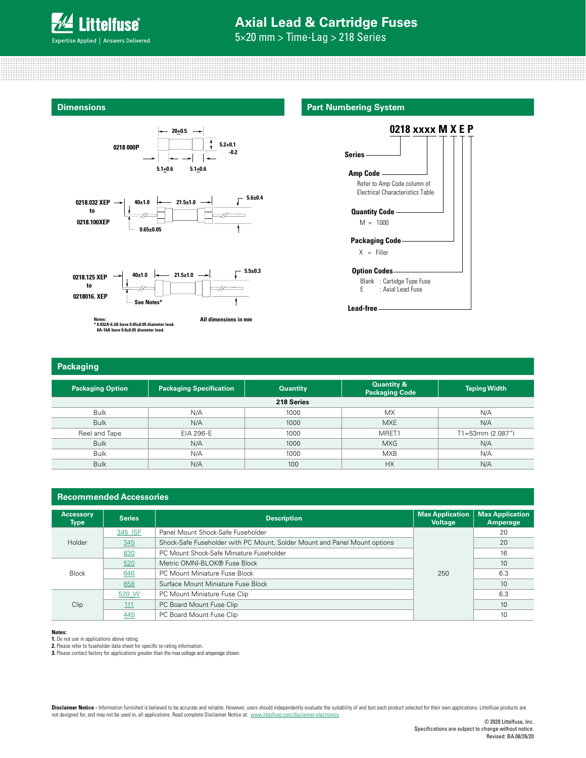# Axial Lead & Cartridge Fuses

5×20 mm > Time-Lag > 218 Series

## Dimensions

0218 000P

20±0.5

5.2+0.1 -0.2

5.1±0.6

5.1±0.6

0218.032 XEP to 0218.100XEP

40±1.0

21.5±1.0

5.6±0.4

0.65±0.05

0218.125 XEP to 0218016. XEP

40±1.0

21.5±1.0

5.5±0.3

See Notes*

Notes:
* 0.032A-6.3A have 0.65±0.05 diameter lead.
8A-16A have 0.8±0.05 diameter lead.

All dimensions in mm

## Part Numbering System

**0218 xxxx M X E P**

**Series**

**Amp Code**
Refer to Amp Code column of Electrical Characteristics Table

**Quantity Code**
M = 1000

**Packaging Code**
X = Filler

**Option Codes**
Blank : Cartridge Type Fuse
E : Axial Lead Fuse

**Lead-free**

## Packaging

| Packaging Option | Packaging Specification | Quantity | Quantity & Packaging Code | Taping Width |
|---|---|---|---|---|
| **218 Series** | | | | |
| Bulk | N/A | 1000 | MX | N/A |
| Bulk | N/A | 1000 | MXE | N/A |
| Reel and Tape | EIA 296-E | 1000 | MRET1 | T1=53mm (2.087") |
| Bulk | N/A | 1000 | MXG | N/A |
| Bulk | N/A | 1000 | MXB | N/A |
| Bulk | N/A | 100 | HX | N/A |

## Recommended Accessories

| Accessory Type | Series | Description | Max Application Voltage | Max Application Amperage |
|---|---|---|---|---|
| Holder | 345_ISF | Panel Mount Shock-Safe Fuseholder | 250 | 20 |
| | 345 | Shock-Safe Fuseholder with PC Mount, Solder Mount and Panel Mount options | | 20 |
| | 830 | PC Mount Shock-Safe Miniature Fuseholder | | 16 |
| Block | 520 | Metric OMNI-BLOK® Fuse Block | | 10 |
| | 646 | PC Mount Miniature Fuse Block | | 6.3 |
| | 658 | Surface Mount Miniature Fuse Block | | 10 |
| Clip | 520_W | PC Mount Miniature Fuse Clip | | 6.3 |
| | 111 | PC Board Mount Fuse Clip | | 10 |
| | 445 | PC Board Mount Fuse Clip | | 10 |

**Notes:**
**1.** Do not use in applications above rating.
**2.** Please refer to fuseholder data sheet for specific re-rating information.
**3.** Please contact factory for applications greater than the max voltage and amperage shown.

**Disclaimer Notice -** Information furnished is believed to be accurate and reliable. However, users should independently evaluate the suitability of and test each product selected for their own applications. Littelfuse products are not designed for, and may not be used in, all applications. Read complete Disclaimer Notice at: www.littelfuse.com/disclaimer-electronics.

© 2020 Littelfuse, Inc.
Specifications are subject to change without notice.
Revised: BA.08/26/20